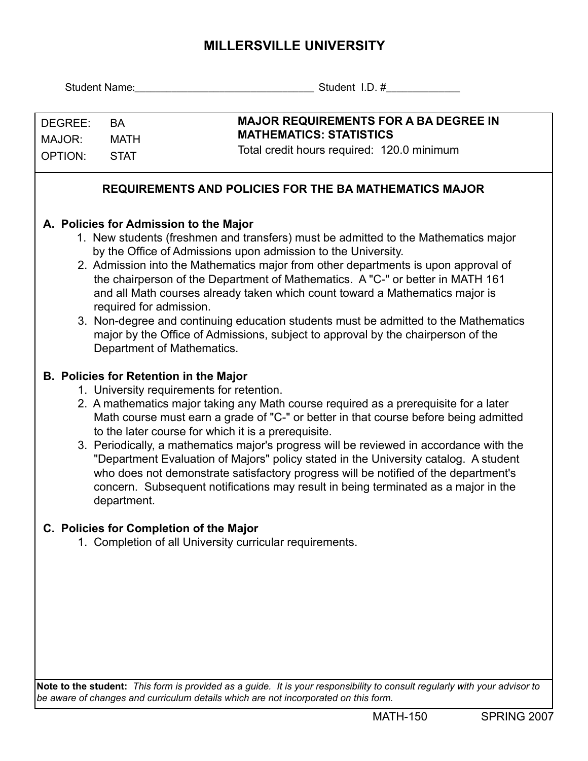# MILLERSVILLE UNIVERSITY

Student Name:\_\_\_\_\_\_\_\_\_\_\_\_\_\_\_\_\_\_\_\_\_\_\_\_\_\_\_\_\_\_\_\_ Student I.D. #\_\_\_\_\_\_\_\_\_\_\_\_\_

| | | |
|---|---|---|
| DEGREE: | BA | **MAJOR REQUIREMENTS FOR A BA DEGREE IN MATHEMATICS: STATISTICS** |
| MAJOR: | MATH | Total credit hours required: 120.0 minimum |
| OPTION: | STAT | |

## REQUIREMENTS AND POLICIES FOR THE BA MATHEMATICS MAJOR

### A. Policies for Admission to the Major

1. New students (freshmen and transfers) must be admitted to the Mathematics major by the Office of Admissions upon admission to the University.
2. Admission into the Mathematics major from other departments is upon approval of the chairperson of the Department of Mathematics. A "C-" or better in MATH 161 and all Math courses already taken which count toward a Mathematics major is required for admission.
3. Non-degree and continuing education students must be admitted to the Mathematics major by the Office of Admissions, subject to approval by the chairperson of the Department of Mathematics.

### B. Policies for Retention in the Major

1. University requirements for retention.
2. A mathematics major taking any Math course required as a prerequisite for a later Math course must earn a grade of "C-" or better in that course before being admitted to the later course for which it is a prerequisite.
3. Periodically, a mathematics major's progress will be reviewed in accordance with the "Department Evaluation of Majors" policy stated in the University catalog. A student who does not demonstrate satisfactory progress will be notified of the department's concern. Subsequent notifications may result in being terminated as a major in the department.

### C. Policies for Completion of the Major

1. Completion of all University curricular requirements.

**Note to the student:** *This form is provided as a guide. It is your responsibility to consult regularly with your advisor to be aware of changes and curriculum details which are not incorporated on this form.*

MATH-150 SPRING 2007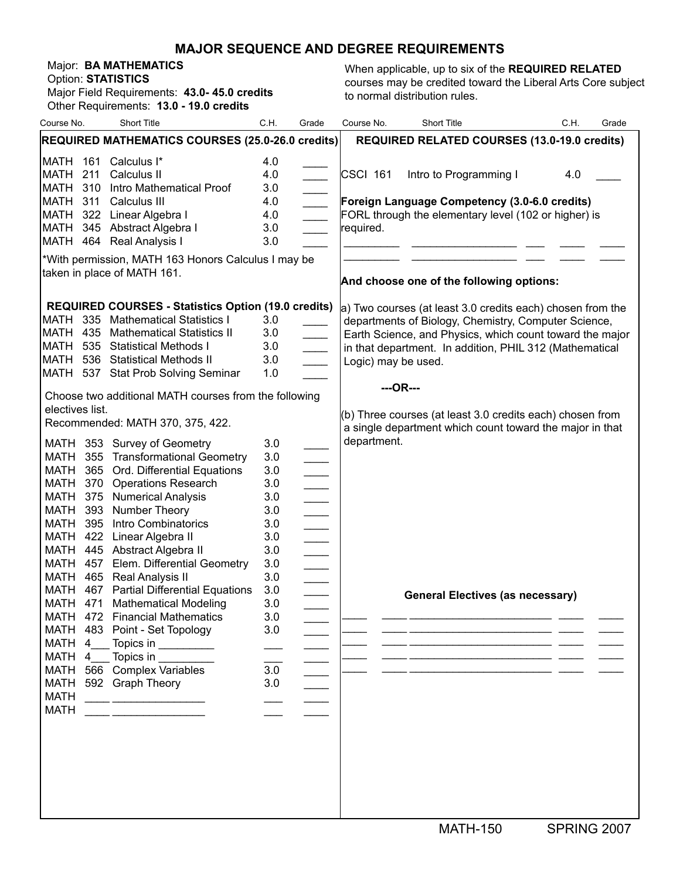# MAJOR SEQUENCE AND DEGREE REQUIREMENTS

Major: **BA MATHEMATICS**
Option: **STATISTICS**
Major Field Requirements: **43.0- 45.0 credits**
Other Requirements: **13.0 - 19.0 credits**

When applicable, up to six of the **REQUIRED RELATED** courses may be credited toward the Liberal Arts Core subject to normal distribution rules.

## REQUIRED MATHEMATICS COURSES (25.0-26.0 credits)

| Course No. | Short Title | C.H. | Grade |
|---|---|---|---|
| MATH 161 | Calculus I* | 4.0 | ____ |
| MATH 211 | Calculus II | 4.0 | ____ |
| MATH 310 | Intro Mathematical Proof | 3.0 | ____ |
| MATH 311 | Calculus III | 4.0 | ____ |
| MATH 322 | Linear Algebra I | 4.0 | ____ |
| MATH 345 | Abstract Algebra I | 3.0 | ____ |
| MATH 464 | Real Analysis I | 3.0 | ____ |

*With permission, MATH 163 Honors Calculus I may be taken in place of MATH 161.

## REQUIRED COURSES - Statistics Option (19.0 credits)

| Course No. | Short Title | C.H. | Grade |
|---|---|---|---|
| MATH 335 | Mathematical Statistics I | 3.0 | ____ |
| MATH 435 | Mathematical Statistics II | 3.0 | ____ |
| MATH 535 | Statistical Methods I | 3.0 | ____ |
| MATH 536 | Statistical Methods II | 3.0 | ____ |
| MATH 537 | Stat Prob Solving Seminar | 1.0 | ____ |

Choose two additional MATH courses from the following electives list.
Recommended: MATH 370, 375, 422.

| Course No. | Short Title | C.H. | Grade |
|---|---|---|---|
| MATH 353 | Survey of Geometry | 3.0 | ____ |
| MATH 355 | Transformational Geometry | 3.0 | ____ |
| MATH 365 | Ord. Differential Equations | 3.0 | ____ |
| MATH 370 | Operations Research | 3.0 | ____ |
| MATH 375 | Numerical Analysis | 3.0 | ____ |
| MATH 393 | Number Theory | 3.0 | ____ |
| MATH 395 | Intro Combinatorics | 3.0 | ____ |
| MATH 422 | Linear Algebra II | 3.0 | ____ |
| MATH 445 | Abstract Algebra II | 3.0 | ____ |
| MATH 457 | Elem. Differential Geometry | 3.0 | ____ |
| MATH 465 | Real Analysis II | 3.0 | ____ |
| MATH 467 | Partial Differential Equations | 3.0 | ____ |
| MATH 471 | Mathematical Modeling | 3.0 | ____ |
| MATH 472 | Financial Mathematics | 3.0 | ____ |
| MATH 483 | Point - Set Topology | 3.0 | ____ |
| MATH 4___ | Topics in _________ | ___ | ____ |
| MATH 4___ | Topics in _________ | ___ | ____ |
| MATH 566 | Complex Variables | 3.0 | ____ |
| MATH 592 | Graph Theory | 3.0 | ____ |
| MATH ____ | _______________ | ___ | ____ |
| MATH ____ | _______________ | ___ | ____ |

## REQUIRED RELATED COURSES (13.0-19.0 credits)

| Course No. | Short Title | C.H. | Grade |
|---|---|---|---|
| CSCI 161 | Intro to Programming I | 4.0 | ____ |

**Foreign Language Competency (3.0-6.0 credits)**
FORL through the elementary level (102 or higher) is required.

| Course No. | Short Title | C.H. | Grade |
|---|---|---|---|
| _________ | _________________ | ___ | ____ |
| _________ | _________________ | ___ | ____ |

**And choose one of the following options:**

a) Two courses (at least 3.0 credits each) chosen from the departments of Biology, Chemistry, Computer Science, Earth Science, and Physics, which count toward the major in that department. In addition, PHIL 312 (Mathematical Logic) may be used.

---OR---

(b) Three courses (at least 3.0 credits each) chosen from a single department which count toward the major in that department.

### General Electives (as necessary)

| Course No. | Short Title | C.H. | Grade |
|---|---|---|---|
| ____ ____ | _______________________ | ____ | ____ |
| ____ ____ | _______________________ | ____ | ____ |
| ____ ____ | _______________________ | ____ | ____ |
| ____ ____ | _______________________ | ____ | ____ |

MATH-150 SPRING 2007